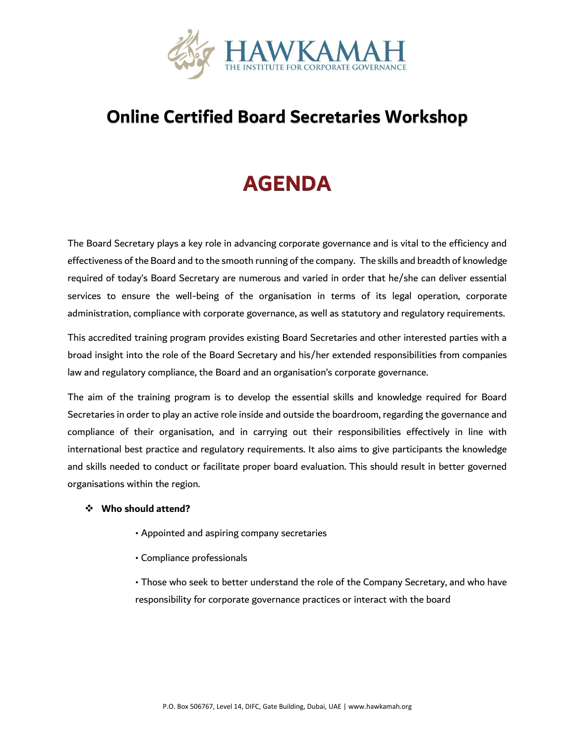HAWKAMAH
THE INSTITUTE FOR CORPORATE GOVERNANCE

# Online Certified Board Secretaries Workshop

# AGENDA

The Board Secretary plays a key role in advancing corporate governance and is vital to the efficiency and effectiveness of the Board and to the smooth running of the company. The skills and breadth of knowledge required of today's Board Secretary are numerous and varied in order that he/she can deliver essential services to ensure the well-being of the organisation in terms of its legal operation, corporate administration, compliance with corporate governance, as well as statutory and regulatory requirements.

This accredited training program provides existing Board Secretaries and other interested parties with a broad insight into the role of the Board Secretary and his/her extended responsibilities from companies law and regulatory compliance, the Board and an organisation's corporate governance.

The aim of the training program is to develop the essential skills and knowledge required for Board Secretaries in order to play an active role inside and outside the boardroom, regarding the governance and compliance of their organisation, and in carrying out their responsibilities effectively in line with international best practice and regulatory requirements. It also aims to give participants the knowledge and skills needed to conduct or facilitate proper board evaluation. This should result in better governed organisations within the region.

- **Who should attend?**
  - Appointed and aspiring company secretaries
  - Compliance professionals
  - Those who seek to better understand the role of the Company Secretary, and who have responsibility for corporate governance practices or interact with the board

P.O. Box 506767, Level 14, DIFC, Gate Building, Dubai, UAE | www.hawkamah.org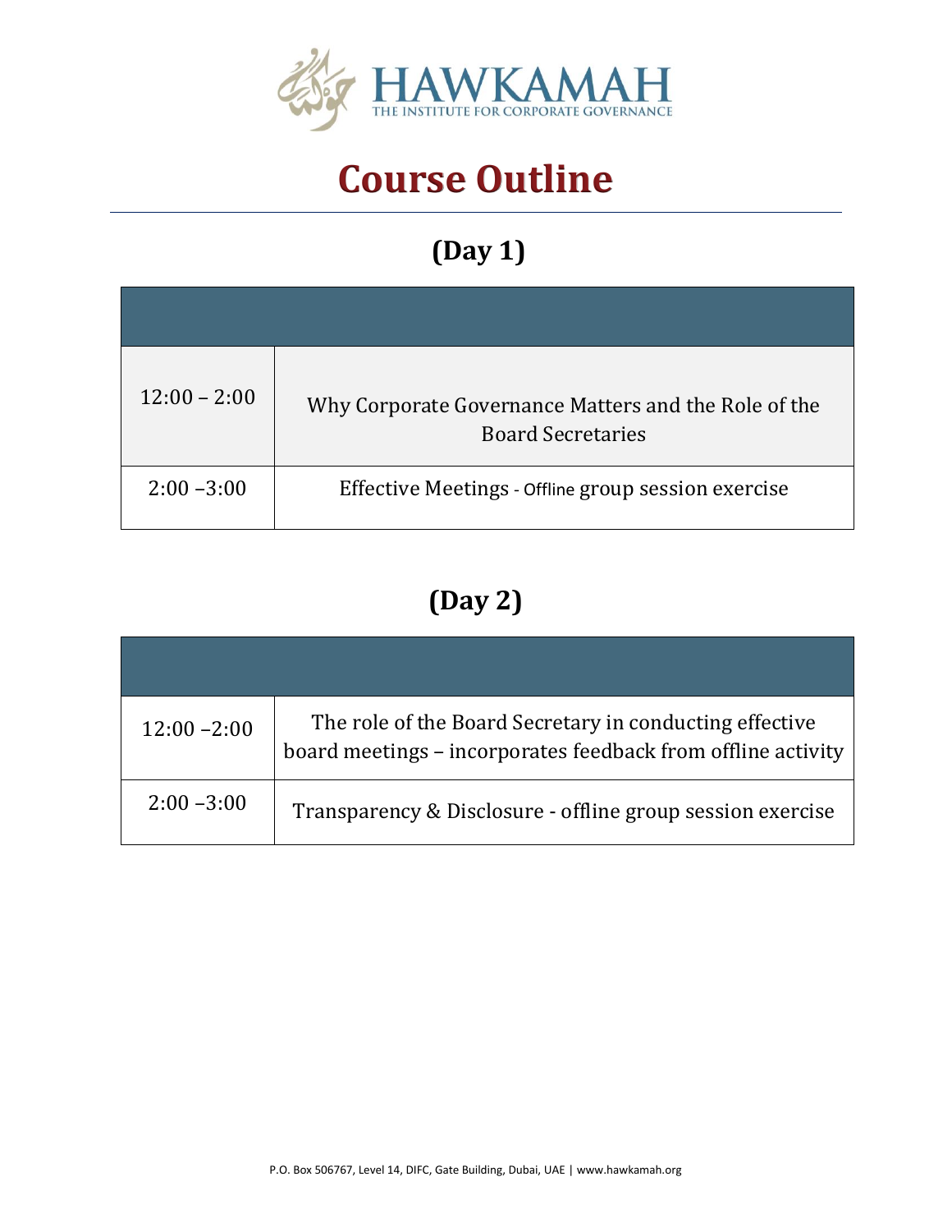HAWKAMAH
THE INSTITUTE FOR CORPORATE GOVERNANCE

# Course Outline

## (Day 1)

| | |
|---|---|
| 12:00 – 2:00 | Why Corporate Governance Matters and the Role of the Board Secretaries |
| 2:00 –3:00 | Effective Meetings - Offline group session exercise |

## (Day 2)

| | |
|---|---|
| 12:00 –2:00 | The role of the Board Secretary in conducting effective board meetings – incorporates feedback from offline activity |
| 2:00 –3:00 | Transparency & Disclosure - offline group session exercise |

P.O. Box 506767, Level 14, DIFC, Gate Building, Dubai, UAE | www.hawkamah.org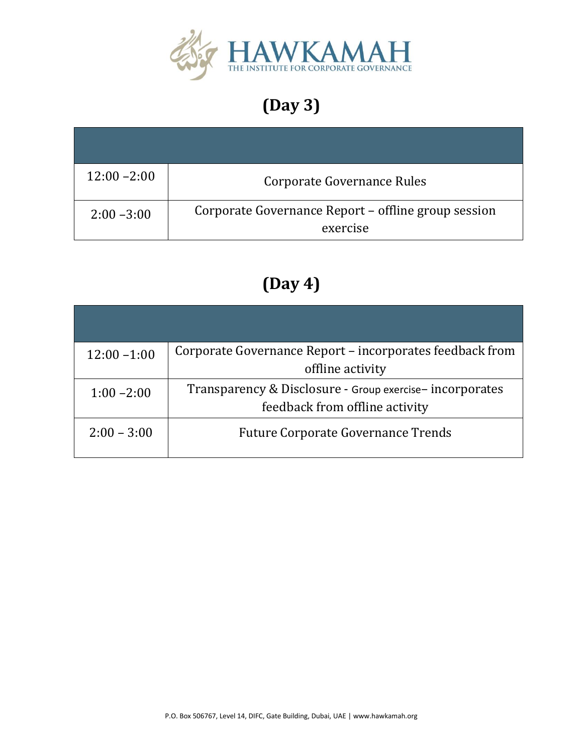# (Day 3)

| | |
|---|---|
| 12:00 –2:00 | Corporate Governance Rules |
| 2:00 –3:00 | Corporate Governance Report – offline group session exercise |

# (Day 4)

| | |
|---|---|
| 12:00 –1:00 | Corporate Governance Report – incorporates feedback from offline activity |
| 1:00 –2:00 | Transparency & Disclosure - Group exercise– incorporates feedback from offline activity |
| 2:00 – 3:00 | Future Corporate Governance Trends |